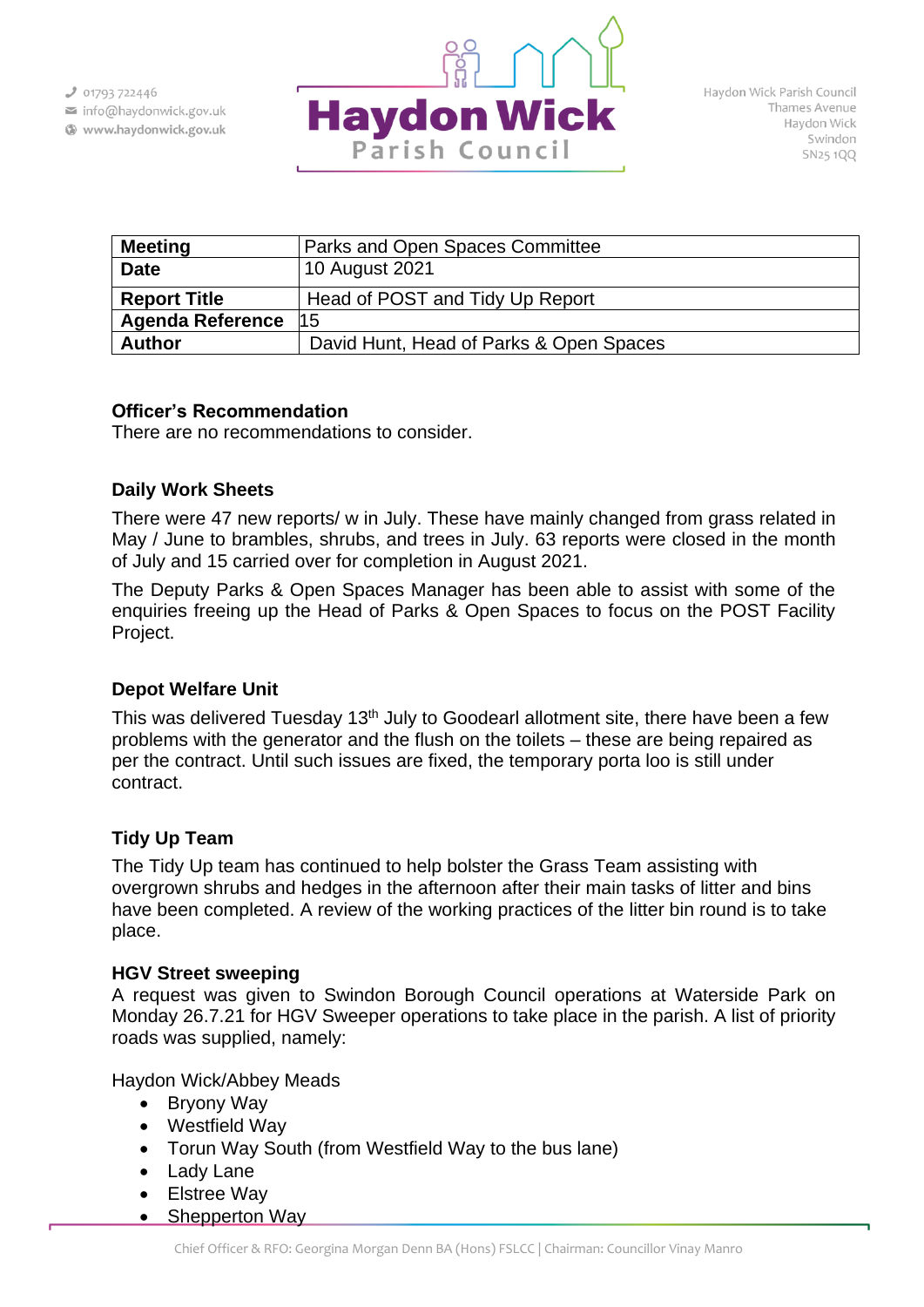01793 722446
info@haydonwick.gov.uk
www.haydonwick.gov.uk

# Haydon Wick Parish Council

Haydon Wick Parish Council
Thames Avenue
Haydon Wick
Swindon
SN25 1QQ

| **Meeting** | Parks and Open Spaces Committee |
|---|---|
| **Date** | 10 August 2021 |
| **Report Title** | Head of POST and Tidy Up Report |
| **Agenda Reference** | 15 |
| **Author** | David Hunt, Head of Parks & Open Spaces |

### Officer's Recommendation

There are no recommendations to consider.

### Daily Work Sheets

There were 47 new reports/ w in July. These have mainly changed from grass related in May / June to brambles, shrubs, and trees in July. 63 reports were closed in the month of July and 15 carried over for completion in August 2021.

The Deputy Parks & Open Spaces Manager has been able to assist with some of the enquiries freeing up the Head of Parks & Open Spaces to focus on the POST Facility Project.

### Depot Welfare Unit

This was delivered Tuesday 13th July to Goodearl allotment site, there have been a few problems with the generator and the flush on the toilets – these are being repaired as per the contract. Until such issues are fixed, the temporary porta loo is still under contract.

### Tidy Up Team

The Tidy Up team has continued to help bolster the Grass Team assisting with overgrown shrubs and hedges in the afternoon after their main tasks of litter and bins have been completed. A review of the working practices of the litter bin round is to take place.

### HGV Street sweeping

A request was given to Swindon Borough Council operations at Waterside Park on Monday 26.7.21 for HGV Sweeper operations to take place in the parish. A list of priority roads was supplied, namely:

Haydon Wick/Abbey Meads

- Bryony Way
- Westfield Way
- Torun Way South (from Westfield Way to the bus lane)
- Lady Lane
- Elstree Way
- Shepperton Way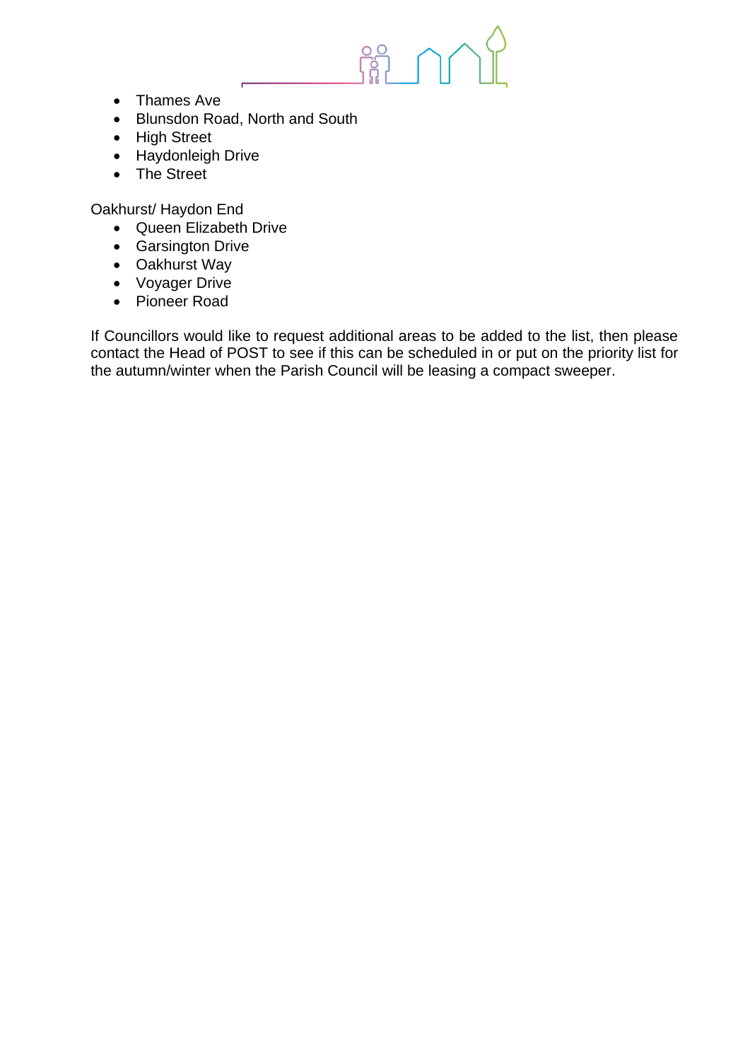- Thames Ave
- Blunsdon Road, North and South
- High Street
- Haydonleigh Drive
- The Street

Oakhurst/ Haydon End

- Queen Elizabeth Drive
- Garsington Drive
- Oakhurst Way
- Voyager Drive
- Pioneer Road

If Councillors would like to request additional areas to be added to the list, then please contact the Head of POST to see if this can be scheduled in or put on the priority list for the autumn/winter when the Parish Council will be leasing a compact sweeper.